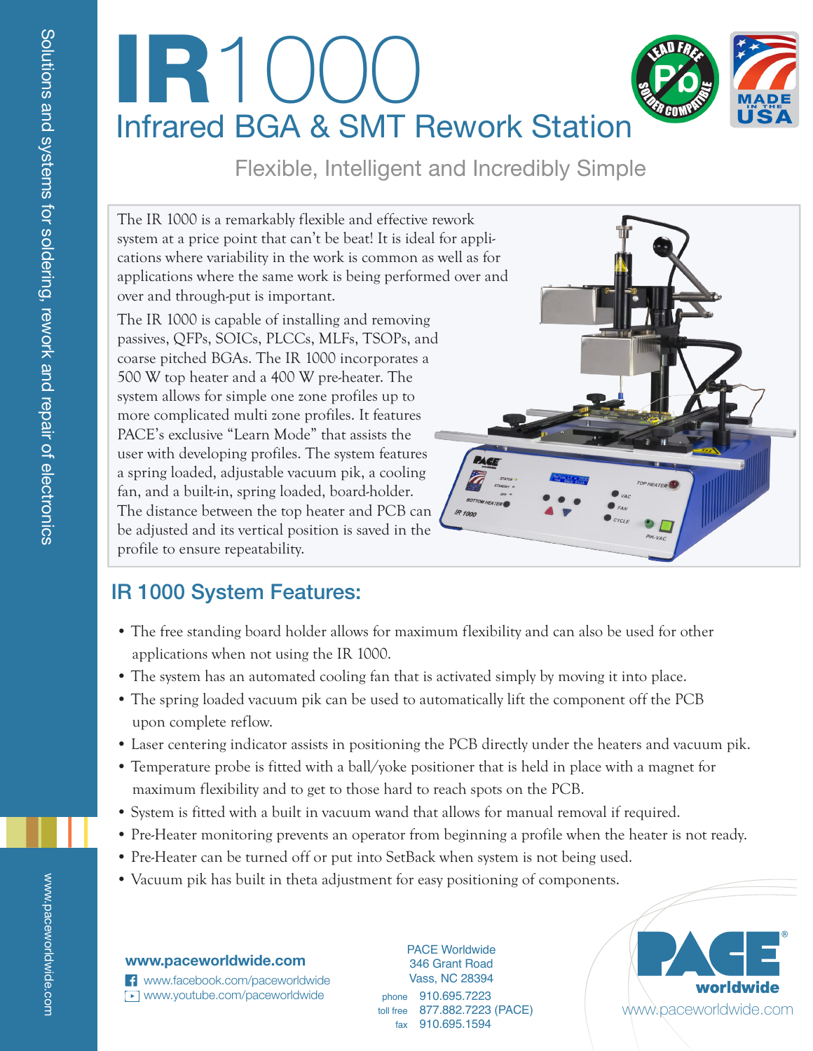# IR1000

## Infrared BGA & SMT Rework Station

Flexible, Intelligent and Incredibly Simple

Solutions and systems for soldering, rework and repair of electronics

The IR 1000 is a remarkably flexible and effective rework system at a price point that can't be beat! It is ideal for applications where variability in the work is common as well as for applications where the same work is being performed over and over and through-put is important.

The IR 1000 is capable of installing and removing passives, QFPs, SOICs, PLCCs, MLFs, TSOPs, and coarse pitched BGAs. The IR 1000 incorporates a 500 W top heater and a 400 W pre-heater. The system allows for simple one zone profiles up to more complicated multi zone profiles. It features PACE's exclusive "Learn Mode" that assists the user with developing profiles. The system features a spring loaded, adjustable vacuum pik, a cooling fan, and a built-in, spring loaded, board-holder. The distance between the top heater and PCB can be adjusted and its vertical position is saved in the profile to ensure repeatability.

## IR 1000 System Features:

- The free standing board holder allows for maximum flexibility and can also be used for other applications when not using the IR 1000.
- The system has an automated cooling fan that is activated simply by moving it into place.
- The spring loaded vacuum pik can be used to automatically lift the component off the PCB upon complete reflow.
- Laser centering indicator assists in positioning the PCB directly under the heaters and vacuum pik.
- Temperature probe is fitted with a ball/yoke positioner that is held in place with a magnet for maximum flexibility and to get to those hard to reach spots on the PCB.
- System is fitted with a built in vacuum wand that allows for manual removal if required.
- Pre-Heater monitoring prevents an operator from beginning a profile when the heater is not ready.
- Pre-Heater can be turned off or put into SetBack when system is not being used.
- Vacuum pik has built in theta adjustment for easy positioning of components.

**www.paceworldwide.com**
www.facebook.com/paceworldwide
www.youtube.com/paceworldwide

PACE Worldwide
346 Grant Road
Vass, NC 28394
phone 910.695.7223
toll free 877.882.7223 (PACE)
fax 910.695.1594

PACE worldwide
www.paceworldwide.com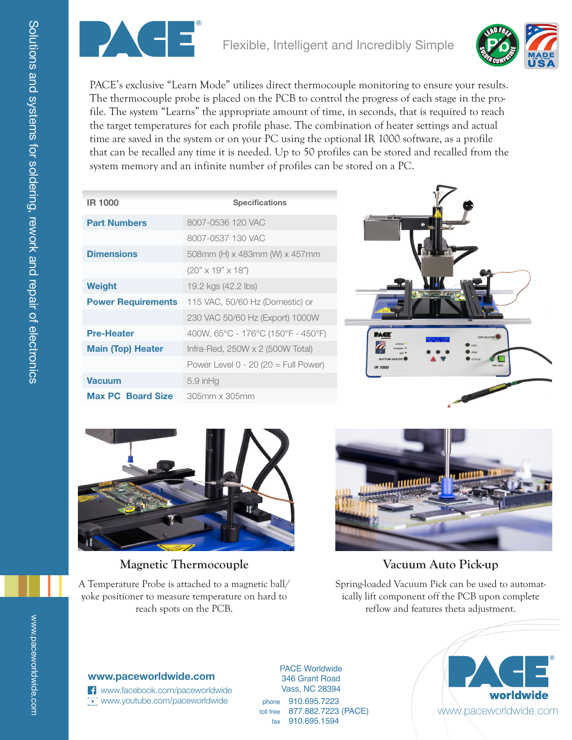# PACE

Flexible, Intelligent and Incredibly Simple

PACE's exclusive "Learn Mode" utilizes direct thermocouple monitoring to ensure your results. The thermocouple probe is placed on the PCB to control the progress of each stage in the profile. The system "Learns" the appropriate amount of time, in seconds, that is required to reach the target temperatures for each profile phase. The combination of heater settings and actual time are saved in the system or on your PC using the optional IR 1000 software, as a profile that can be recalled any time it is needed. Up to 50 profiles can be stored and recalled from the system memory and an infinite number of profiles can be stored on a PC.

| IR 1000 | Specifications |
|---|---|
| **Part Numbers** | 8007-0536 120 VAC |
| | 8007-0537 130 VAC |
| **Dimensions** | 508mm (H) x 483mm (W) x 457mm |
| | (20" x 19" x 18") |
| **Weight** | 19.2 kgs (42.2 lbs) |
| **Power Requirements** | 115 VAC, 50/60 Hz (Domestic) or |
| | 230 VAC 50/60 Hz (Export) 1000W |
| **Pre-Heater** | 400W, 65°C - 176°C (150°F - 450°F) |
| **Main (Top) Heater** | Infra-Red, 250W x 2 (500W Total) |
| | Power Level 0 - 20 (20 = Full Power) |
| **Vacuum** | 5.9 inHg |
| **Max PC Board Size** | 305mm x 305mm |

## Magnetic Thermocouple

A Temperature Probe is attached to a magnetic ball/yoke positioner to measure temperature on hard to reach spots on the PCB.

## Vacuum Auto Pick-up

Spring-loaded Vacuum Pick can be used to automatically lift component off the PCB upon complete reflow and features theta adjustment.

**www.paceworldwide.com**

www.facebook.com/paceworldwide
www.youtube.com/paceworldwide

PACE Worldwide
346 Grant Road
Vass, NC 28394
phone 910.695.7223
toll free 877.882.7223 (PACE)
fax 910.695.1594

PACE worldwide
www.paceworldwide.com

Solutions and systems for soldering, rework and repair of electronics